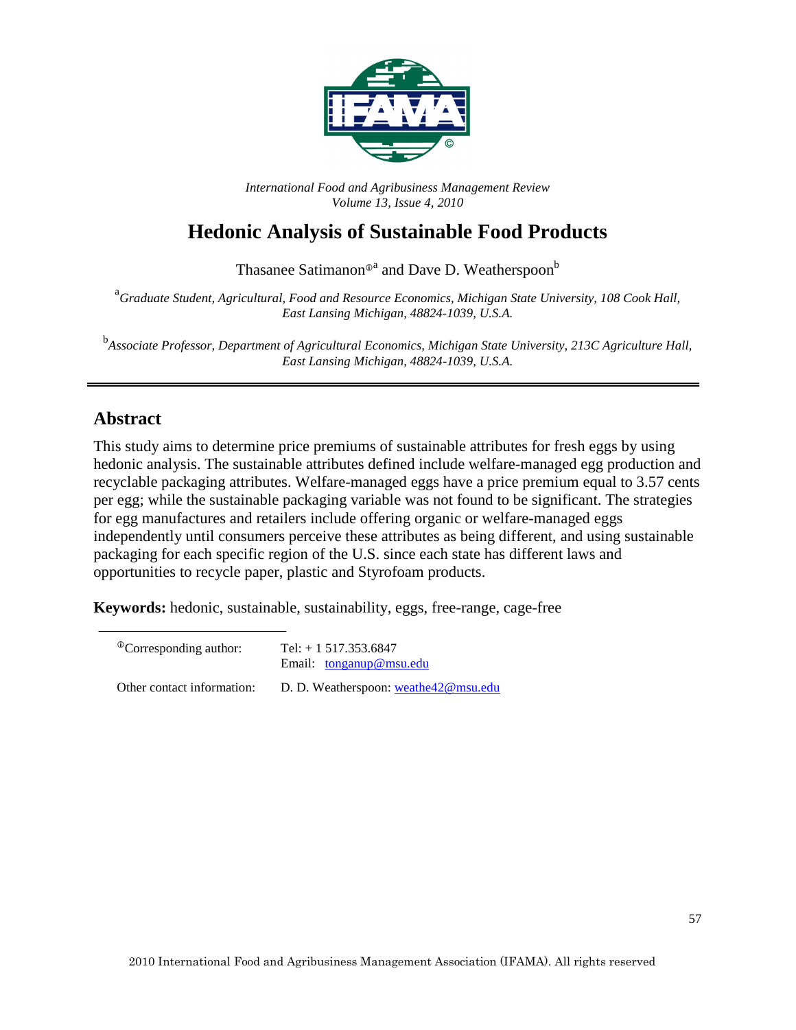*International Food and Agribusiness Management Review*
*Volume 13, Issue 4, 2010*

# Hedonic Analysis of Sustainable Food Products

Thasanee Satimanon[①a] and Dave D. Weatherspoon[b]

[a] *Graduate Student, Agricultural, Food and Resource Economics, Michigan State University, 108 Cook Hall, East Lansing Michigan, 48824-1039, U.S.A.*

[b] *Associate Professor, Department of Agricultural Economics, Michigan State University, 213C Agriculture Hall, East Lansing Michigan, 48824-1039, U.S.A.*

## Abstract

This study aims to determine price premiums of sustainable attributes for fresh eggs by using hedonic analysis. The sustainable attributes defined include welfare-managed egg production and recyclable packaging attributes. Welfare-managed eggs have a price premium equal to 3.57 cents per egg; while the sustainable packaging variable was not found to be significant. The strategies for egg manufactures and retailers include offering organic or welfare-managed eggs independently until consumers perceive these attributes as being different, and using sustainable packaging for each specific region of the U.S. since each state has different laws and opportunities to recycle paper, plastic and Styrofoam products.

**Keywords:** hedonic, sustainable, sustainability, eggs, free-range, cage-free

| | |
|---|---|
| [①] Corresponding author: | Tel: + 1 517.353.6847<br>Email: tonganup@msu.edu |
| Other contact information: | D. D. Weatherspoon: weathe42@msu.edu |

2010 International Food and Agribusiness Management Association (IFAMA). All rights reserved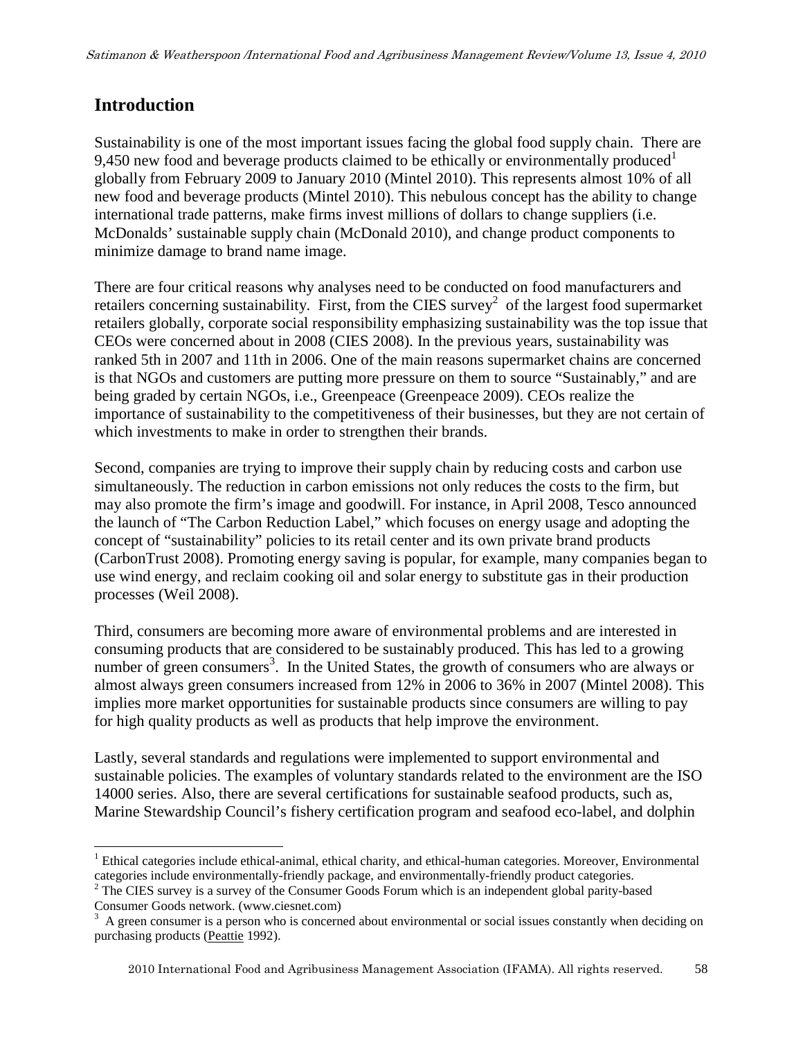## Introduction

Sustainability is one of the most important issues facing the global food supply chain. There are 9,450 new food and beverage products claimed to be ethically or environmentally produced[1] globally from February 2009 to January 2010 (Mintel 2010). This represents almost 10% of all new food and beverage products (Mintel 2010). This nebulous concept has the ability to change international trade patterns, make firms invest millions of dollars to change suppliers (i.e. McDonalds' sustainable supply chain (McDonald 2010), and change product components to minimize damage to brand name image.

There are four critical reasons why analyses need to be conducted on food manufacturers and retailers concerning sustainability. First, from the CIES survey[2] of the largest food supermarket retailers globally, corporate social responsibility emphasizing sustainability was the top issue that CEOs were concerned about in 2008 (CIES 2008). In the previous years, sustainability was ranked 5th in 2007 and 11th in 2006. One of the main reasons supermarket chains are concerned is that NGOs and customers are putting more pressure on them to source "Sustainably," and are being graded by certain NGOs, i.e., Greenpeace (Greenpeace 2009). CEOs realize the importance of sustainability to the competitiveness of their businesses, but they are not certain of which investments to make in order to strengthen their brands.

Second, companies are trying to improve their supply chain by reducing costs and carbon use simultaneously. The reduction in carbon emissions not only reduces the costs to the firm, but may also promote the firm's image and goodwill. For instance, in April 2008, Tesco announced the launch of "The Carbon Reduction Label," which focuses on energy usage and adopting the concept of "sustainability" policies to its retail center and its own private brand products (CarbonTrust 2008). Promoting energy saving is popular, for example, many companies began to use wind energy, and reclaim cooking oil and solar energy to substitute gas in their production processes (Weil 2008).

Third, consumers are becoming more aware of environmental problems and are interested in consuming products that are considered to be sustainably produced. This has led to a growing number of green consumers[3]. In the United States, the growth of consumers who are always or almost always green consumers increased from 12% in 2006 to 36% in 2007 (Mintel 2008). This implies more market opportunities for sustainable products since consumers are willing to pay for high quality products as well as products that help improve the environment.

Lastly, several standards and regulations were implemented to support environmental and sustainable policies. The examples of voluntary standards related to the environment are the ISO 14000 series. Also, there are several certifications for sustainable seafood products, such as, Marine Stewardship Council's fishery certification program and seafood eco-label, and dolphin

---

[1] Ethical categories include ethical-animal, ethical charity, and ethical-human categories. Moreover, Environmental categories include environmentally-friendly package, and environmentally-friendly product categories.

[2] The CIES survey is a survey of the Consumer Goods Forum which is an independent global parity-based Consumer Goods network. (www.ciesnet.com)

[3] A green consumer is a person who is concerned about environmental or social issues constantly when deciding on purchasing products (Peattie 1992).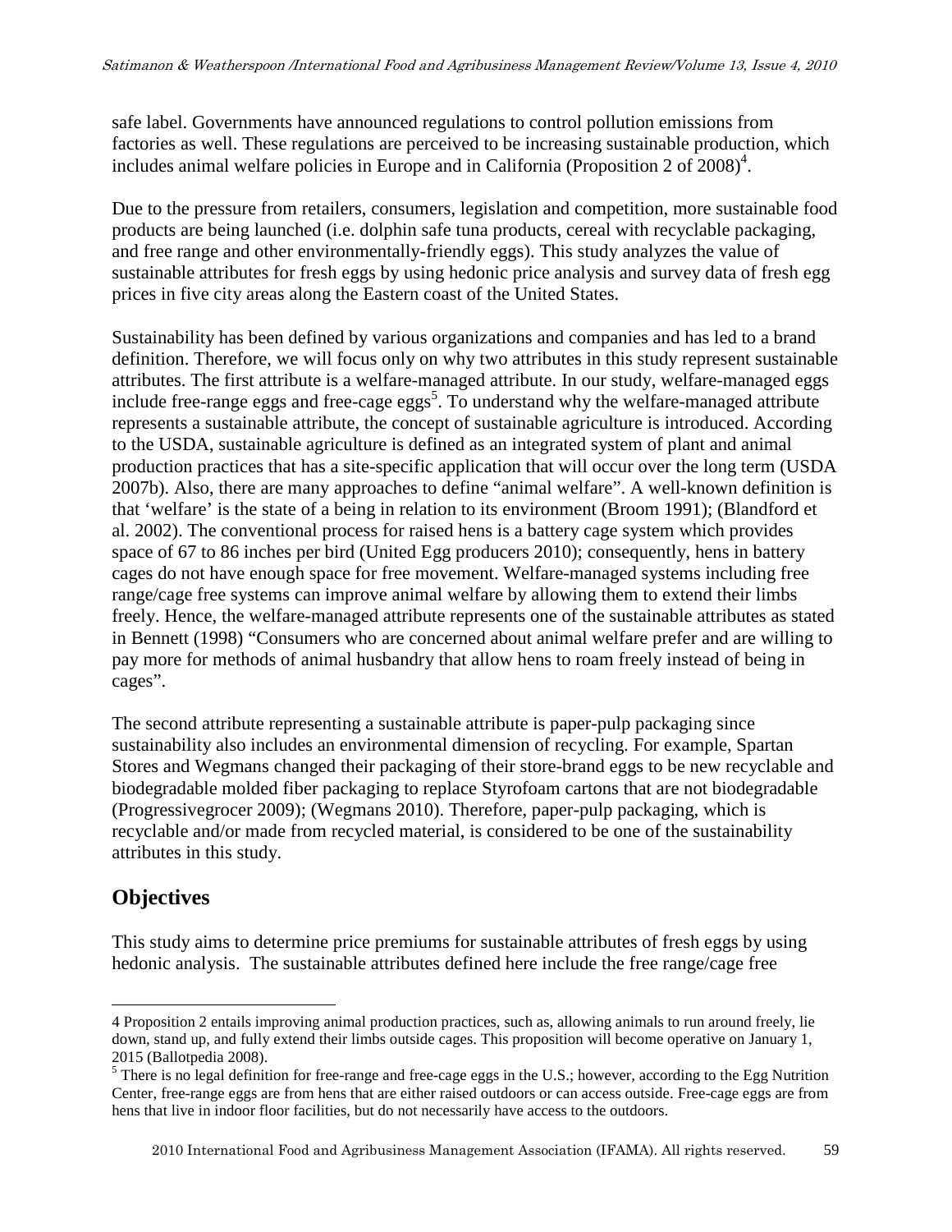safe label. Governments have announced regulations to control pollution emissions from factories as well. These regulations are perceived to be increasing sustainable production, which includes animal welfare policies in Europe and in California (Proposition 2 of 2008)[4].

Due to the pressure from retailers, consumers, legislation and competition, more sustainable food products are being launched (i.e. dolphin safe tuna products, cereal with recyclable packaging, and free range and other environmentally-friendly eggs). This study analyzes the value of sustainable attributes for fresh eggs by using hedonic price analysis and survey data of fresh egg prices in five city areas along the Eastern coast of the United States.

Sustainability has been defined by various organizations and companies and has led to a brand definition. Therefore, we will focus only on why two attributes in this study represent sustainable attributes. The first attribute is a welfare-managed attribute. In our study, welfare-managed eggs include free-range eggs and free-cage eggs[5]. To understand why the welfare-managed attribute represents a sustainable attribute, the concept of sustainable agriculture is introduced. According to the USDA, sustainable agriculture is defined as an integrated system of plant and animal production practices that has a site-specific application that will occur over the long term (USDA 2007b). Also, there are many approaches to define "animal welfare". A well-known definition is that 'welfare' is the state of a being in relation to its environment (Broom 1991); (Blandford et al. 2002). The conventional process for raised hens is a battery cage system which provides space of 67 to 86 inches per bird (United Egg producers 2010); consequently, hens in battery cages do not have enough space for free movement. Welfare-managed systems including free range/cage free systems can improve animal welfare by allowing them to extend their limbs freely. Hence, the welfare-managed attribute represents one of the sustainable attributes as stated in Bennett (1998) "Consumers who are concerned about animal welfare prefer and are willing to pay more for methods of animal husbandry that allow hens to roam freely instead of being in cages".

The second attribute representing a sustainable attribute is paper-pulp packaging since sustainability also includes an environmental dimension of recycling. For example, Spartan Stores and Wegmans changed their packaging of their store-brand eggs to be new recyclable and biodegradable molded fiber packaging to replace Styrofoam cartons that are not biodegradable (Progressivegrocer 2009); (Wegmans 2010). Therefore, paper-pulp packaging, which is recyclable and/or made from recycled material, is considered to be one of the sustainability attributes in this study.

## Objectives

This study aims to determine price premiums for sustainable attributes of fresh eggs by using hedonic analysis. The sustainable attributes defined here include the free range/cage free

---

4 Proposition 2 entails improving animal production practices, such as, allowing animals to run around freely, lie down, stand up, and fully extend their limbs outside cages. This proposition will become operative on January 1, 2015 (Ballotpedia 2008).

5 There is no legal definition for free-range and free-cage eggs in the U.S.; however, according to the Egg Nutrition Center, free-range eggs are from hens that are either raised outdoors or can access outside. Free-cage eggs are from hens that live in indoor floor facilities, but do not necessarily have access to the outdoors.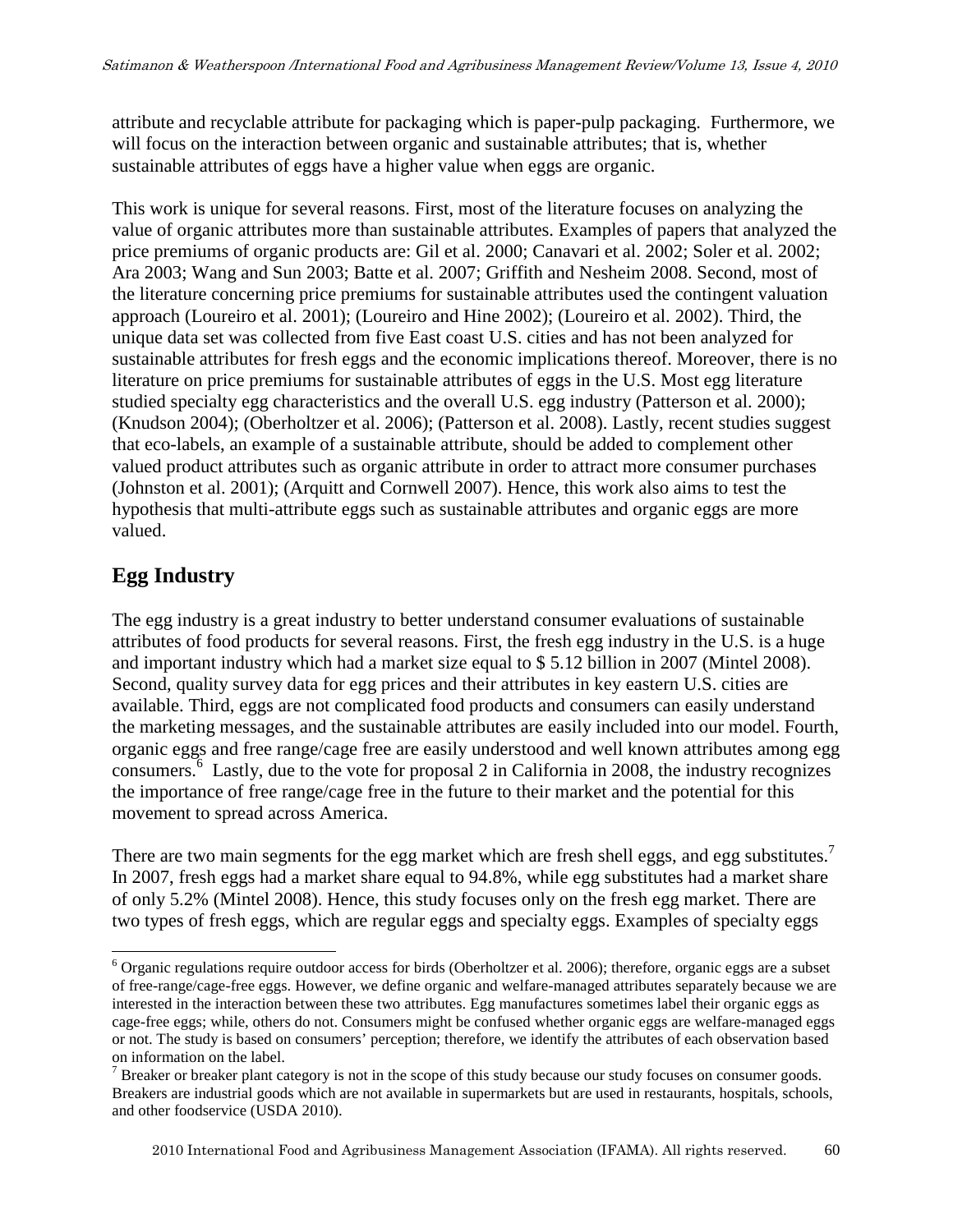attribute and recyclable attribute for packaging which is paper-pulp packaging. Furthermore, we will focus on the interaction between organic and sustainable attributes; that is, whether sustainable attributes of eggs have a higher value when eggs are organic.

This work is unique for several reasons. First, most of the literature focuses on analyzing the value of organic attributes more than sustainable attributes. Examples of papers that analyzed the price premiums of organic products are: Gil et al. 2000; Canavari et al. 2002; Soler et al. 2002; Ara 2003; Wang and Sun 2003; Batte et al. 2007; Griffith and Nesheim 2008. Second, most of the literature concerning price premiums for sustainable attributes used the contingent valuation approach (Loureiro et al. 2001); (Loureiro and Hine 2002); (Loureiro et al. 2002). Third, the unique data set was collected from five East coast U.S. cities and has not been analyzed for sustainable attributes for fresh eggs and the economic implications thereof. Moreover, there is no literature on price premiums for sustainable attributes of eggs in the U.S. Most egg literature studied specialty egg characteristics and the overall U.S. egg industry (Patterson et al. 2000); (Knudson 2004); (Oberholtzer et al. 2006); (Patterson et al. 2008). Lastly, recent studies suggest that eco-labels, an example of a sustainable attribute, should be added to complement other valued product attributes such as organic attribute in order to attract more consumer purchases (Johnston et al. 2001); (Arquitt and Cornwell 2007). Hence, this work also aims to test the hypothesis that multi-attribute eggs such as sustainable attributes and organic eggs are more valued.

## Egg Industry

The egg industry is a great industry to better understand consumer evaluations of sustainable attributes of food products for several reasons. First, the fresh egg industry in the U.S. is a huge and important industry which had a market size equal to $ 5.12 billion in 2007 (Mintel 2008). Second, quality survey data for egg prices and their attributes in key eastern U.S. cities are available. Third, eggs are not complicated food products and consumers can easily understand the marketing messages, and the sustainable attributes are easily included into our model. Fourth, organic eggs and free range/cage free are easily understood and well known attributes among egg consumers.[6] Lastly, due to the vote for proposal 2 in California in 2008, the industry recognizes the importance of free range/cage free in the future to their market and the potential for this movement to spread across America.

There are two main segments for the egg market which are fresh shell eggs, and egg substitutes.[7] In 2007, fresh eggs had a market share equal to 94.8%, while egg substitutes had a market share of only 5.2% (Mintel 2008). Hence, this study focuses only on the fresh egg market. There are two types of fresh eggs, which are regular eggs and specialty eggs. Examples of specialty eggs

[6] Organic regulations require outdoor access for birds (Oberholtzer et al. 2006); therefore, organic eggs are a subset of free-range/cage-free eggs. However, we define organic and welfare-managed attributes separately because we are interested in the interaction between these two attributes. Egg manufactures sometimes label their organic eggs as cage-free eggs; while, others do not. Consumers might be confused whether organic eggs are welfare-managed eggs or not. The study is based on consumers' perception; therefore, we identify the attributes of each observation based on information on the label.

[7] Breaker or breaker plant category is not in the scope of this study because our study focuses on consumer goods. Breakers are industrial goods which are not available in supermarkets but are used in restaurants, hospitals, schools, and other foodservice (USDA 2010).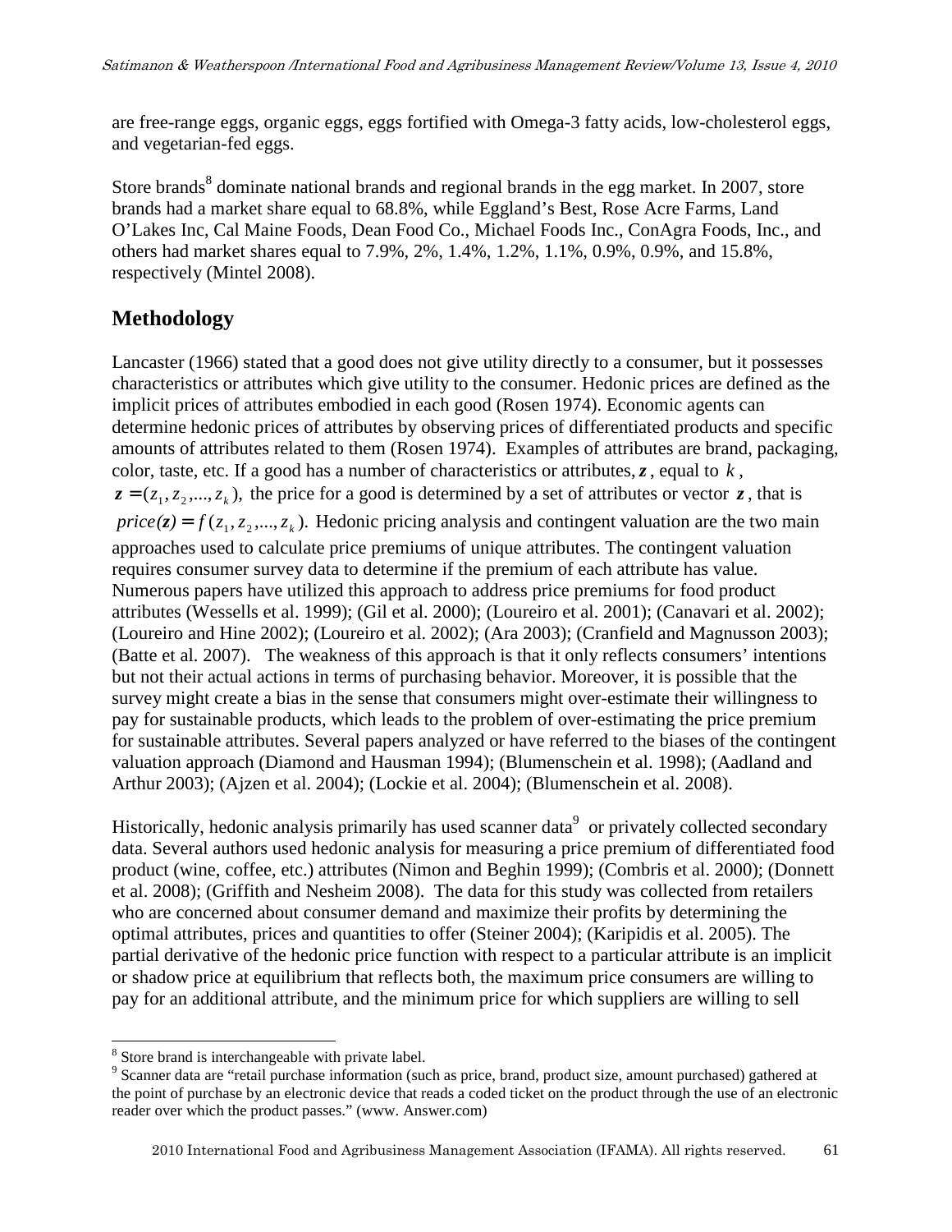are free-range eggs, organic eggs, eggs fortified with Omega-3 fatty acids, low-cholesterol eggs, and vegetarian-fed eggs.

Store brands[8] dominate national brands and regional brands in the egg market. In 2007, store brands had a market share equal to 68.8%, while Eggland's Best, Rose Acre Farms, Land O'Lakes Inc, Cal Maine Foods, Dean Food Co., Michael Foods Inc., ConAgra Foods, Inc., and others had market shares equal to 7.9%, 2%, 1.4%, 1.2%, 1.1%, 0.9%, 0.9%, and 15.8%, respectively (Mintel 2008).

## Methodology

Lancaster (1966) stated that a good does not give utility directly to a consumer, but it possesses characteristics or attributes which give utility to the consumer. Hedonic prices are defined as the implicit prices of attributes embodied in each good (Rosen 1974). Economic agents can determine hedonic prices of attributes by observing prices of differentiated products and specific amounts of attributes related to them (Rosen 1974). Examples of attributes are brand, packaging, color, taste, etc. If a good has a number of characteristics or attributes, $\boldsymbol{z}$, equal to $k$, $\boldsymbol{z} = (z_1, z_2, ..., z_k)$, the price for a good is determined by a set of attributes or vector $\boldsymbol{z}$, that is $price(\boldsymbol{z}) = f(z_1, z_2, ..., z_k)$. Hedonic pricing analysis and contingent valuation are the two main approaches used to calculate price premiums of unique attributes. The contingent valuation requires consumer survey data to determine if the premium of each attribute has value. Numerous papers have utilized this approach to address price premiums for food product attributes (Wessells et al. 1999); (Gil et al. 2000); (Loureiro et al. 2001); (Canavari et al. 2002); (Loureiro and Hine 2002); (Loureiro et al. 2002); (Ara 2003); (Cranfield and Magnusson 2003); (Batte et al. 2007). The weakness of this approach is that it only reflects consumers' intentions but not their actual actions in terms of purchasing behavior. Moreover, it is possible that the survey might create a bias in the sense that consumers might over-estimate their willingness to pay for sustainable products, which leads to the problem of over-estimating the price premium for sustainable attributes. Several papers analyzed or have referred to the biases of the contingent valuation approach (Diamond and Hausman 1994); (Blumenschein et al. 1998); (Aadland and Arthur 2003); (Ajzen et al. 2004); (Lockie et al. 2004); (Blumenschein et al. 2008).

Historically, hedonic analysis primarily has used scanner data[9] or privately collected secondary data. Several authors used hedonic analysis for measuring a price premium of differentiated food product (wine, coffee, etc.) attributes (Nimon and Beghin 1999); (Combris et al. 2000); (Donnett et al. 2008); (Griffith and Nesheim 2008). The data for this study was collected from retailers who are concerned about consumer demand and maximize their profits by determining the optimal attributes, prices and quantities to offer (Steiner 2004); (Karipidis et al. 2005). The partial derivative of the hedonic price function with respect to a particular attribute is an implicit or shadow price at equilibrium that reflects both, the maximum price consumers are willing to pay for an additional attribute, and the minimum price for which suppliers are willing to sell

---

[8] Store brand is interchangeable with private label.

[9] Scanner data are "retail purchase information (such as price, brand, product size, amount purchased) gathered at the point of purchase by an electronic device that reads a coded ticket on the product through the use of an electronic reader over which the product passes." (www. Answer.com)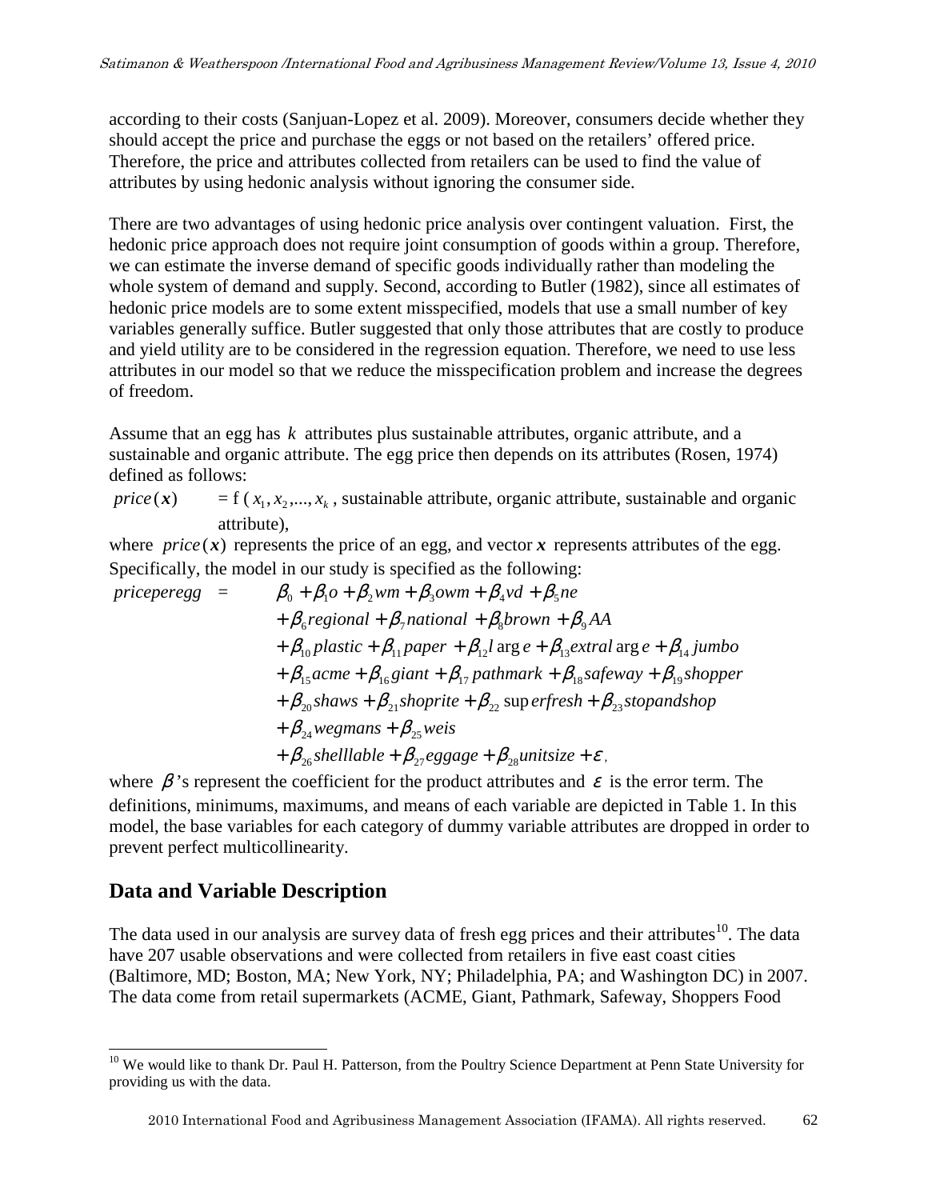according to their costs (Sanjuan-Lopez et al. 2009). Moreover, consumers decide whether they should accept the price and purchase the eggs or not based on the retailers' offered price. Therefore, the price and attributes collected from retailers can be used to find the value of attributes by using hedonic analysis without ignoring the consumer side.

There are two advantages of using hedonic price analysis over contingent valuation. First, the hedonic price approach does not require joint consumption of goods within a group. Therefore, we can estimate the inverse demand of specific goods individually rather than modeling the whole system of demand and supply. Second, according to Butler (1982), since all estimates of hedonic price models are to some extent misspecified, models that use a small number of key variables generally suffice. Butler suggested that only those attributes that are costly to produce and yield utility are to be considered in the regression equation. Therefore, we need to use less attributes in our model so that we reduce the misspecification problem and increase the degrees of freedom.

Assume that an egg has $k$ attributes plus sustainable attributes, organic attribute, and a sustainable and organic attribute. The egg price then depends on its attributes (Rosen, 1974) defined as follows:

$price(\boldsymbol{x})$ = f ( $x_1, x_2, ..., x_k$ , sustainable attribute, organic attribute, sustainable and organic attribute),

where $price(\boldsymbol{x})$ represents the price of an egg, and vector $\boldsymbol{x}$ represents attributes of the egg. Specifically, the model in our study is specified as the following:

$$
\begin{aligned}
priceperegg = \; & \beta_0 + \beta_1 o + \beta_2 wm + \beta_3 owm + \beta_4 vd + \beta_5 ne \\
& + \beta_6 regional + \beta_7 national + \beta_8 brown + \beta_9 AA \\
& + \beta_{10} plastic + \beta_{11} paper + \beta_{12} large + \beta_{13} extralarge + \beta_{14} jumbo \\
& + \beta_{15} acme + \beta_{16} giant + \beta_{17} pathmark + \beta_{18} safeway + \beta_{19} shopper \\
& + \beta_{20} shaws + \beta_{21} shoprite + \beta_{22} superfresh + \beta_{23} stopandshop \\
& + \beta_{24} wegmans + \beta_{25} weis \\
& + \beta_{26} shelllable + \beta_{27} eggage + \beta_{28} unitsize + \varepsilon ,
\end{aligned}
$$

where $\beta$'s represent the coefficient for the product attributes and $\varepsilon$ is the error term. The definitions, minimums, maximums, and means of each variable are depicted in Table 1. In this model, the base variables for each category of dummy variable attributes are dropped in order to prevent perfect multicollinearity.

## Data and Variable Description

The data used in our analysis are survey data of fresh egg prices and their attributes[10]. The data have 207 usable observations and were collected from retailers in five east coast cities (Baltimore, MD; Boston, MA; New York, NY; Philadelphia, PA; and Washington DC) in 2007. The data come from retail supermarkets (ACME, Giant, Pathmark, Safeway, Shoppers Food

[10] We would like to thank Dr. Paul H. Patterson, from the Poultry Science Department at Penn State University for providing us with the data.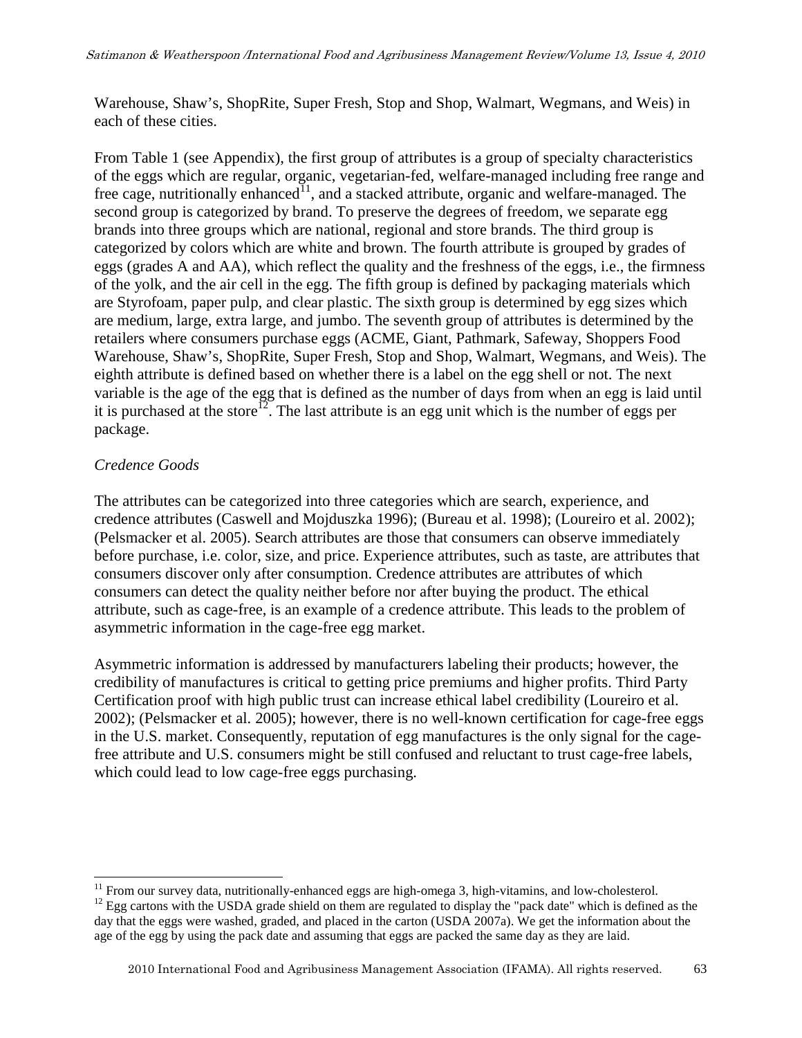Warehouse, Shaw's, ShopRite, Super Fresh, Stop and Shop, Walmart, Wegmans, and Weis) in each of these cities.

From Table 1 (see Appendix), the first group of attributes is a group of specialty characteristics of the eggs which are regular, organic, vegetarian-fed, welfare-managed including free range and free cage, nutritionally enhanced[11], and a stacked attribute, organic and welfare-managed. The second group is categorized by brand. To preserve the degrees of freedom, we separate egg brands into three groups which are national, regional and store brands. The third group is categorized by colors which are white and brown. The fourth attribute is grouped by grades of eggs (grades A and AA), which reflect the quality and the freshness of the eggs, i.e., the firmness of the yolk, and the air cell in the egg. The fifth group is defined by packaging materials which are Styrofoam, paper pulp, and clear plastic. The sixth group is determined by egg sizes which are medium, large, extra large, and jumbo. The seventh group of attributes is determined by the retailers where consumers purchase eggs (ACME, Giant, Pathmark, Safeway, Shoppers Food Warehouse, Shaw's, ShopRite, Super Fresh, Stop and Shop, Walmart, Wegmans, and Weis). The eighth attribute is defined based on whether there is a label on the egg shell or not. The next variable is the age of the egg that is defined as the number of days from when an egg is laid until it is purchased at the store[12]. The last attribute is an egg unit which is the number of eggs per package.

*Credence Goods*

The attributes can be categorized into three categories which are search, experience, and credence attributes (Caswell and Mojduszka 1996); (Bureau et al. 1998); (Loureiro et al. 2002); (Pelsmacker et al. 2005). Search attributes are those that consumers can observe immediately before purchase, i.e. color, size, and price. Experience attributes, such as taste, are attributes that consumers discover only after consumption. Credence attributes are attributes of which consumers can detect the quality neither before nor after buying the product. The ethical attribute, such as cage-free, is an example of a credence attribute. This leads to the problem of asymmetric information in the cage-free egg market.

Asymmetric information is addressed by manufacturers labeling their products; however, the credibility of manufactures is critical to getting price premiums and higher profits. Third Party Certification proof with high public trust can increase ethical label credibility (Loureiro et al. 2002); (Pelsmacker et al. 2005); however, there is no well-known certification for cage-free eggs in the U.S. market. Consequently, reputation of egg manufactures is the only signal for the cage-free attribute and U.S. consumers might be still confused and reluctant to trust cage-free labels, which could lead to low cage-free eggs purchasing.

---

[11] From our survey data, nutritionally-enhanced eggs are high-omega 3, high-vitamins, and low-cholesterol.

[12] Egg cartons with the USDA grade shield on them are regulated to display the "pack date" which is defined as the day that the eggs were washed, graded, and placed in the carton (USDA 2007a). We get the information about the age of the egg by using the pack date and assuming that eggs are packed the same day as they are laid.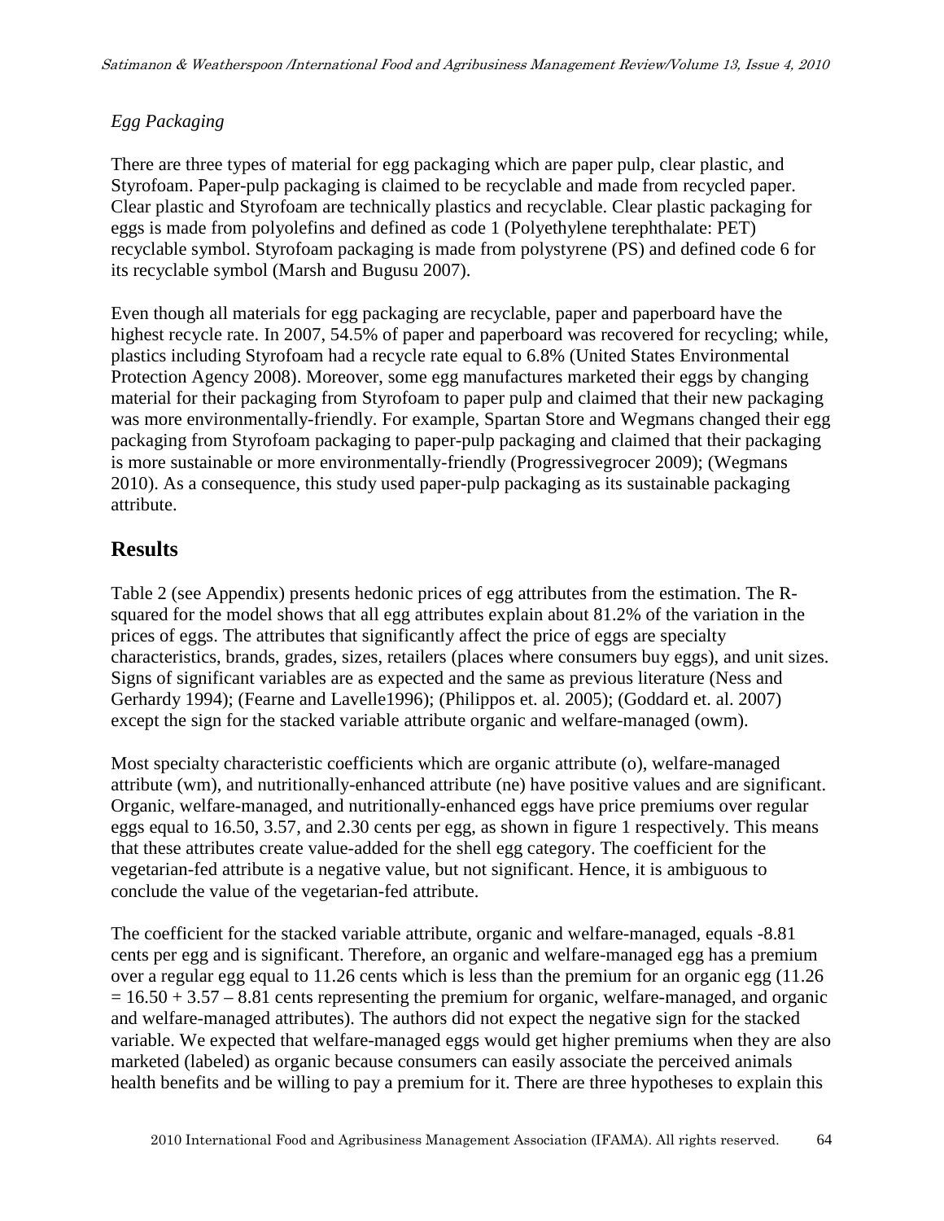*Egg Packaging*

There are three types of material for egg packaging which are paper pulp, clear plastic, and Styrofoam. Paper-pulp packaging is claimed to be recyclable and made from recycled paper. Clear plastic and Styrofoam are technically plastics and recyclable. Clear plastic packaging for eggs is made from polyolefins and defined as code 1 (Polyethylene terephthalate: PET) recyclable symbol. Styrofoam packaging is made from polystyrene (PS) and defined code 6 for its recyclable symbol (Marsh and Bugusu 2007).

Even though all materials for egg packaging are recyclable, paper and paperboard have the highest recycle rate. In 2007, 54.5% of paper and paperboard was recovered for recycling; while, plastics including Styrofoam had a recycle rate equal to 6.8% (United States Environmental Protection Agency 2008). Moreover, some egg manufactures marketed their eggs by changing material for their packaging from Styrofoam to paper pulp and claimed that their new packaging was more environmentally-friendly. For example, Spartan Store and Wegmans changed their egg packaging from Styrofoam packaging to paper-pulp packaging and claimed that their packaging is more sustainable or more environmentally-friendly (Progressivegrocer 2009); (Wegmans 2010). As a consequence, this study used paper-pulp packaging as its sustainable packaging attribute.

## Results

Table 2 (see Appendix) presents hedonic prices of egg attributes from the estimation. The R-squared for the model shows that all egg attributes explain about 81.2% of the variation in the prices of eggs. The attributes that significantly affect the price of eggs are specialty characteristics, brands, grades, sizes, retailers (places where consumers buy eggs), and unit sizes. Signs of significant variables are as expected and the same as previous literature (Ness and Gerhardy 1994); (Fearne and Lavelle1996); (Philippos et. al. 2005); (Goddard et. al. 2007) except the sign for the stacked variable attribute organic and welfare-managed (owm).

Most specialty characteristic coefficients which are organic attribute (o), welfare-managed attribute (wm), and nutritionally-enhanced attribute (ne) have positive values and are significant. Organic, welfare-managed, and nutritionally-enhanced eggs have price premiums over regular eggs equal to 16.50, 3.57, and 2.30 cents per egg, as shown in figure 1 respectively. This means that these attributes create value-added for the shell egg category. The coefficient for the vegetarian-fed attribute is a negative value, but not significant. Hence, it is ambiguous to conclude the value of the vegetarian-fed attribute.

The coefficient for the stacked variable attribute, organic and welfare-managed, equals -8.81 cents per egg and is significant. Therefore, an organic and welfare-managed egg has a premium over a regular egg equal to 11.26 cents which is less than the premium for an organic egg (11.26 = 16.50 + 3.57 – 8.81 cents representing the premium for organic, welfare-managed, and organic and welfare-managed attributes). The authors did not expect the negative sign for the stacked variable. We expected that welfare-managed eggs would get higher premiums when they are also marketed (labeled) as organic because consumers can easily associate the perceived animals health benefits and be willing to pay a premium for it. There are three hypotheses to explain this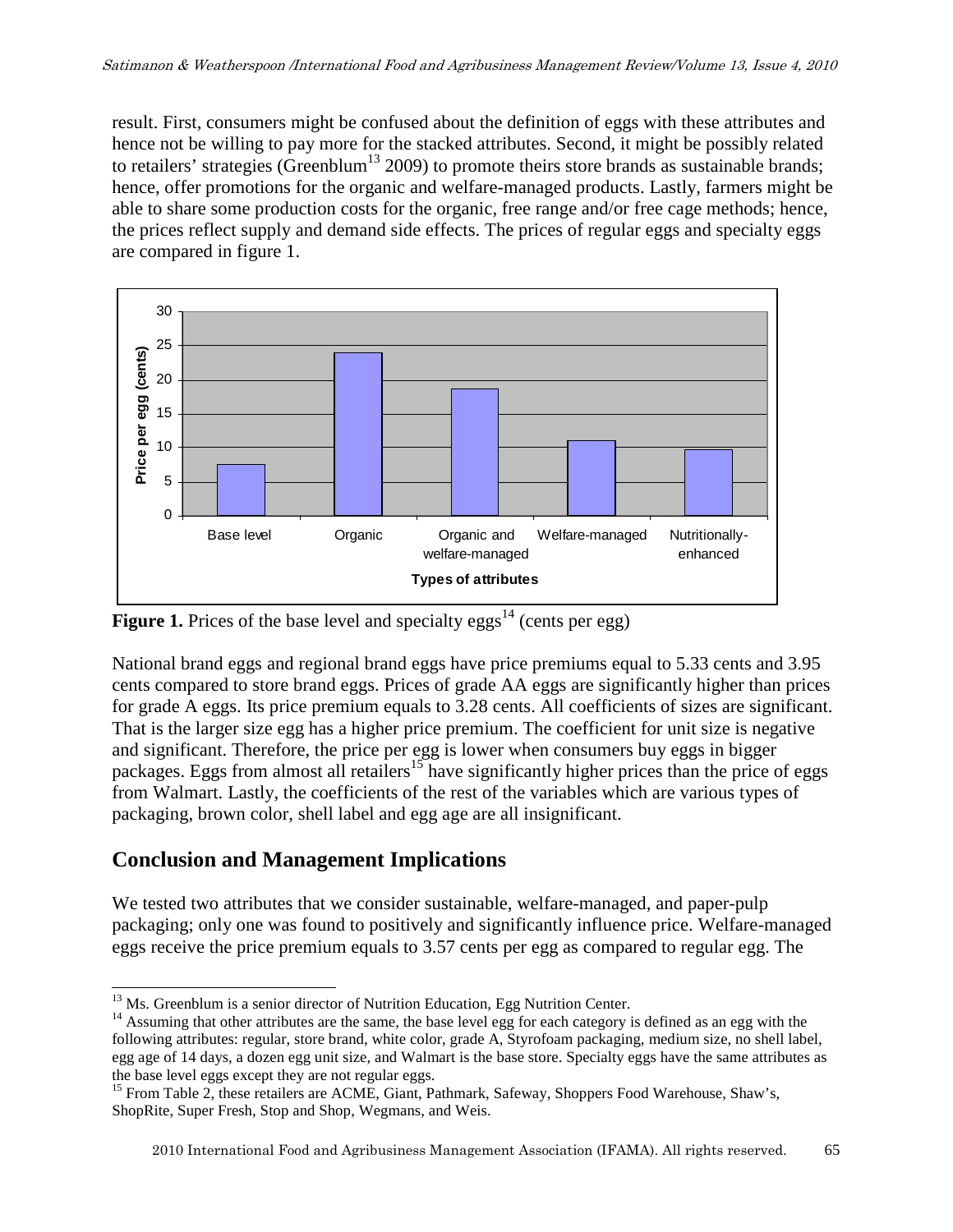result. First, consumers might be confused about the definition of eggs with these attributes and hence not be willing to pay more for the stacked attributes. Second, it might be possibly related to retailers' strategies (Greenblum[13] 2009) to promote theirs store brands as sustainable brands; hence, offer promotions for the organic and welfare-managed products. Lastly, farmers might be able to share some production costs for the organic, free range and/or free cage methods; hence, the prices reflect supply and demand side effects. The prices of regular eggs and specialty eggs are compared in figure 1.

**Figure 1.** Prices of the base level and specialty eggs[14] (cents per egg)

National brand eggs and regional brand eggs have price premiums equal to 5.33 cents and 3.95 cents compared to store brand eggs. Prices of grade AA eggs are significantly higher than prices for grade A eggs. Its price premium equals to 3.28 cents. All coefficients of sizes are significant. That is the larger size egg has a higher price premium. The coefficient for unit size is negative and significant. Therefore, the price per egg is lower when consumers buy eggs in bigger packages. Eggs from almost all retailers[15] have significantly higher prices than the price of eggs from Walmart. Lastly, the coefficients of the rest of the variables which are various types of packaging, brown color, shell label and egg age are all insignificant.

## Conclusion and Management Implications

We tested two attributes that we consider sustainable, welfare-managed, and paper-pulp packaging; only one was found to positively and significantly influence price. Welfare-managed eggs receive the price premium equals to 3.57 cents per egg as compared to regular egg. The

---

[13] Ms. Greenblum is a senior director of Nutrition Education, Egg Nutrition Center.

[14] Assuming that other attributes are the same, the base level egg for each category is defined as an egg with the following attributes: regular, store brand, white color, grade A, Styrofoam packaging, medium size, no shell label, egg age of 14 days, a dozen egg unit size, and Walmart is the base store. Specialty eggs have the same attributes as the base level eggs except they are not regular eggs.

[15] From Table 2, these retailers are ACME, Giant, Pathmark, Safeway, Shoppers Food Warehouse, Shaw's, ShopRite, Super Fresh, Stop and Shop, Wegmans, and Weis.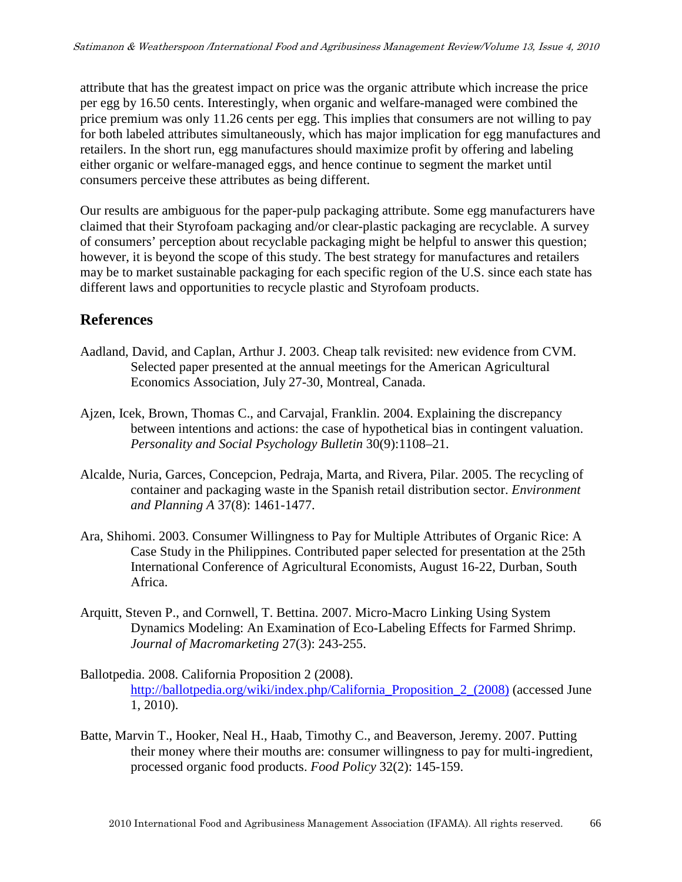attribute that has the greatest impact on price was the organic attribute which increase the price per egg by 16.50 cents. Interestingly, when organic and welfare-managed were combined the price premium was only 11.26 cents per egg. This implies that consumers are not willing to pay for both labeled attributes simultaneously, which has major implication for egg manufactures and retailers. In the short run, egg manufactures should maximize profit by offering and labeling either organic or welfare-managed eggs, and hence continue to segment the market until consumers perceive these attributes as being different.

Our results are ambiguous for the paper-pulp packaging attribute. Some egg manufacturers have claimed that their Styrofoam packaging and/or clear-plastic packaging are recyclable. A survey of consumers' perception about recyclable packaging might be helpful to answer this question; however, it is beyond the scope of this study. The best strategy for manufactures and retailers may be to market sustainable packaging for each specific region of the U.S. since each state has different laws and opportunities to recycle plastic and Styrofoam products.

## References

Aadland, David, and Caplan, Arthur J. 2003. Cheap talk revisited: new evidence from CVM. Selected paper presented at the annual meetings for the American Agricultural Economics Association, July 27-30, Montreal, Canada.

Ajzen, Icek, Brown, Thomas C., and Carvajal, Franklin. 2004. Explaining the discrepancy between intentions and actions: the case of hypothetical bias in contingent valuation. *Personality and Social Psychology Bulletin* 30(9):1108–21.

Alcalde, Nuria, Garces, Concepcion, Pedraja, Marta, and Rivera, Pilar. 2005. The recycling of container and packaging waste in the Spanish retail distribution sector. *Environment and Planning A* 37(8): 1461-1477.

Ara, Shihomi. 2003. Consumer Willingness to Pay for Multiple Attributes of Organic Rice: A Case Study in the Philippines. Contributed paper selected for presentation at the 25th International Conference of Agricultural Economists, August 16-22, Durban, South Africa.

Arquitt, Steven P., and Cornwell, T. Bettina. 2007. Micro-Macro Linking Using System Dynamics Modeling: An Examination of Eco-Labeling Effects for Farmed Shrimp. *Journal of Macromarketing* 27(3): 243-255.

Ballotpedia. 2008. California Proposition 2 (2008). http://ballotpedia.org/wiki/index.php/California_Proposition_2_(2008) (accessed June 1, 2010).

Batte, Marvin T., Hooker, Neal H., Haab, Timothy C., and Beaverson, Jeremy. 2007. Putting their money where their mouths are: consumer willingness to pay for multi-ingredient, processed organic food products. *Food Policy* 32(2): 145-159.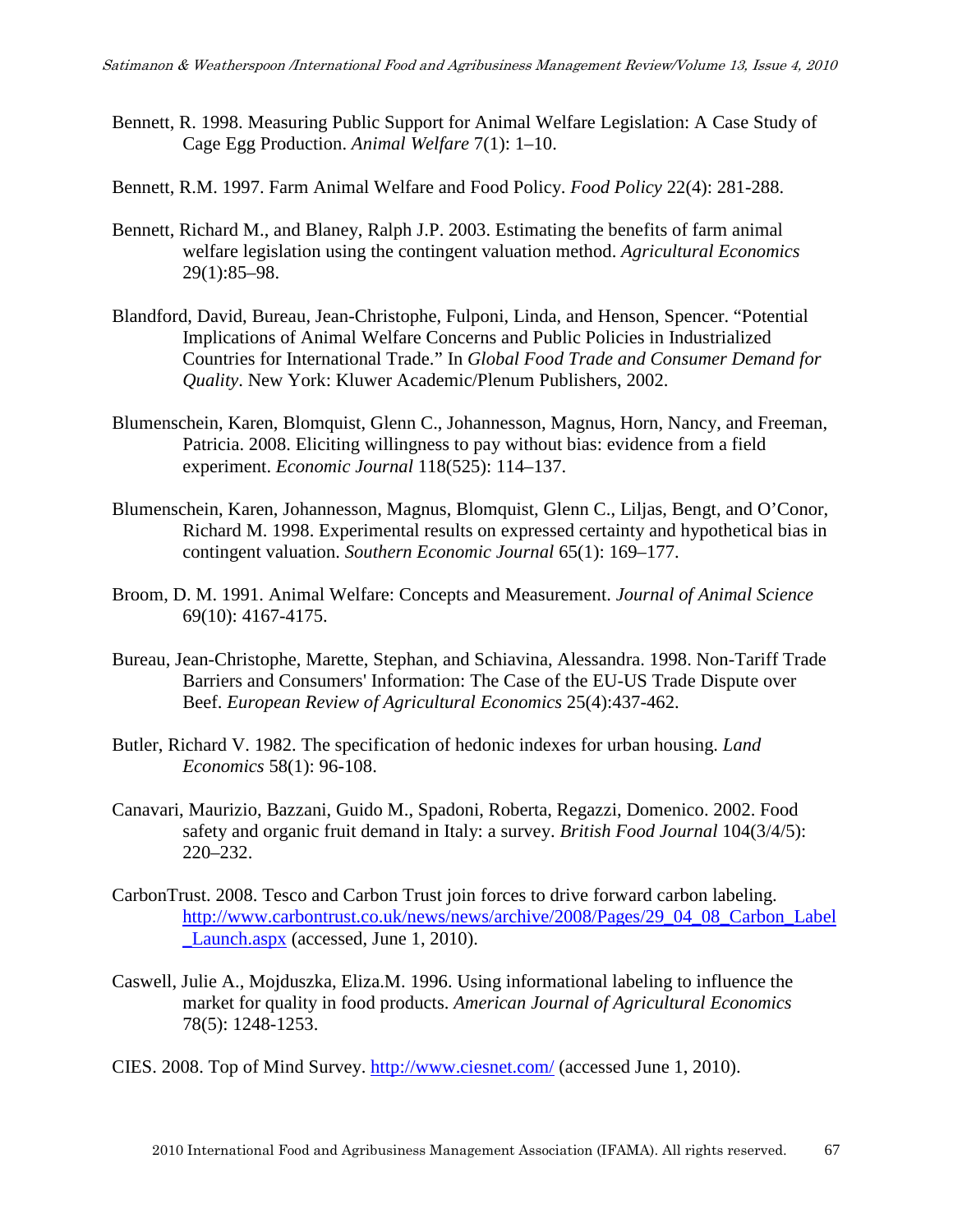Bennett, R. 1998. Measuring Public Support for Animal Welfare Legislation: A Case Study of Cage Egg Production. *Animal Welfare* 7(1): 1–10.

Bennett, R.M. 1997. Farm Animal Welfare and Food Policy. *Food Policy* 22(4): 281-288.

Bennett, Richard M., and Blaney, Ralph J.P. 2003. Estimating the benefits of farm animal welfare legislation using the contingent valuation method. *Agricultural Economics* 29(1):85–98.

Blandford, David, Bureau, Jean-Christophe, Fulponi, Linda, and Henson, Spencer. "Potential Implications of Animal Welfare Concerns and Public Policies in Industrialized Countries for International Trade." In *Global Food Trade and Consumer Demand for Quality*. New York: Kluwer Academic/Plenum Publishers, 2002.

Blumenschein, Karen, Blomquist, Glenn C., Johannesson, Magnus, Horn, Nancy, and Freeman, Patricia. 2008. Eliciting willingness to pay without bias: evidence from a field experiment. *Economic Journal* 118(525): 114–137.

Blumenschein, Karen, Johannesson, Magnus, Blomquist, Glenn C., Liljas, Bengt, and O'Conor, Richard M. 1998. Experimental results on expressed certainty and hypothetical bias in contingent valuation. *Southern Economic Journal* 65(1): 169–177.

Broom, D. M. 1991. Animal Welfare: Concepts and Measurement. *Journal of Animal Science* 69(10): 4167-4175.

Bureau, Jean-Christophe, Marette, Stephan, and Schiavina, Alessandra. 1998. Non-Tariff Trade Barriers and Consumers' Information: The Case of the EU-US Trade Dispute over Beef. *European Review of Agricultural Economics* 25(4):437-462.

Butler, Richard V. 1982. The specification of hedonic indexes for urban housing. *Land Economics* 58(1): 96-108.

Canavari, Maurizio, Bazzani, Guido M., Spadoni, Roberta, Regazzi, Domenico. 2002. Food safety and organic fruit demand in Italy: a survey. *British Food Journal* 104(3/4/5): 220–232.

CarbonTrust. 2008. Tesco and Carbon Trust join forces to drive forward carbon labeling. http://www.carbontrust.co.uk/news/news/archive/2008/Pages/29_04_08_Carbon_Label_Launch.aspx (accessed, June 1, 2010).

Caswell, Julie A., Mojduszka, Eliza.M. 1996. Using informational labeling to influence the market for quality in food products. *American Journal of Agricultural Economics* 78(5): 1248-1253.

CIES. 2008. Top of Mind Survey. http://www.ciesnet.com/ (accessed June 1, 2010).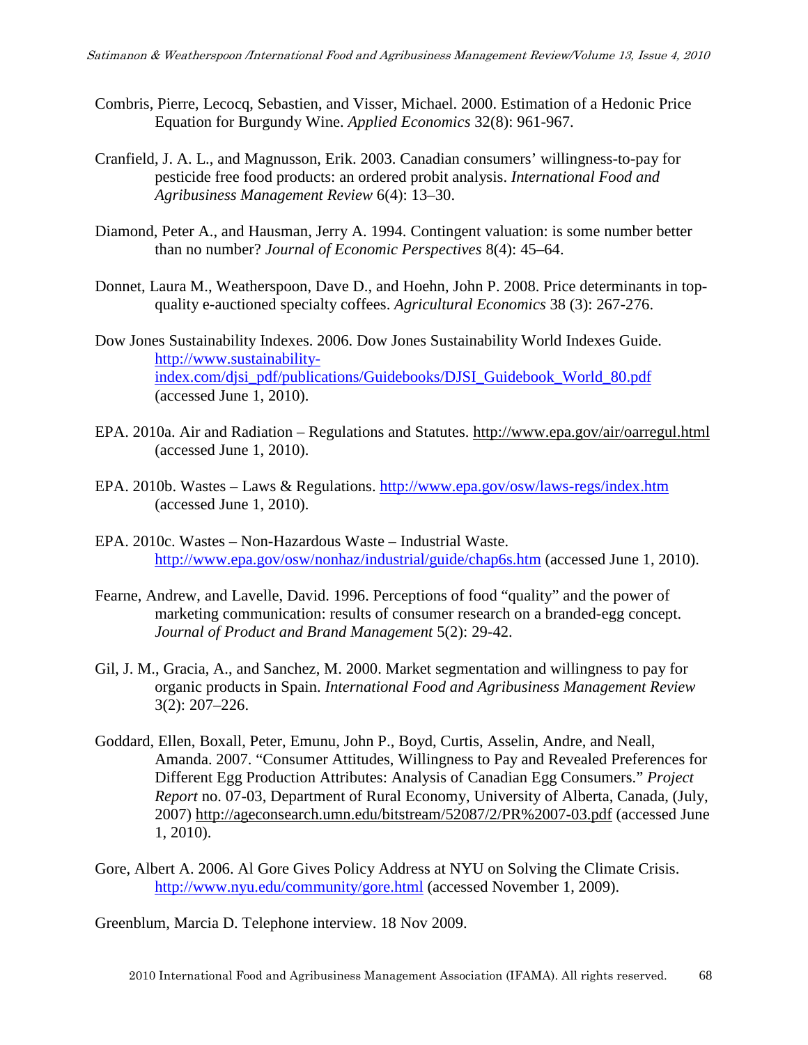Combris, Pierre, Lecocq, Sebastien, and Visser, Michael. 2000. Estimation of a Hedonic Price Equation for Burgundy Wine. *Applied Economics* 32(8): 961-967.

Cranfield, J. A. L., and Magnusson, Erik. 2003. Canadian consumers' willingness-to-pay for pesticide free food products: an ordered probit analysis. *International Food and Agribusiness Management Review* 6(4): 13–30.

Diamond, Peter A., and Hausman, Jerry A. 1994. Contingent valuation: is some number better than no number? *Journal of Economic Perspectives* 8(4): 45–64.

Donnet, Laura M., Weatherspoon, Dave D., and Hoehn, John P. 2008. Price determinants in top-quality e-auctioned specialty coffees. *Agricultural Economics* 38 (3): 267-276.

Dow Jones Sustainability Indexes. 2006. Dow Jones Sustainability World Indexes Guide. http://www.sustainability-index.com/djsi_pdf/publications/Guidebooks/DJSI_Guidebook_World_80.pdf (accessed June 1, 2010).

EPA. 2010a. Air and Radiation – Regulations and Statutes. http://www.epa.gov/air/oarregul.html (accessed June 1, 2010).

EPA. 2010b. Wastes – Laws & Regulations. http://www.epa.gov/osw/laws-regs/index.htm (accessed June 1, 2010).

EPA. 2010c. Wastes – Non-Hazardous Waste – Industrial Waste. http://www.epa.gov/osw/nonhaz/industrial/guide/chap6s.htm (accessed June 1, 2010).

Fearne, Andrew, and Lavelle, David. 1996. Perceptions of food "quality" and the power of marketing communication: results of consumer research on a branded-egg concept. *Journal of Product and Brand Management* 5(2): 29-42.

Gil, J. M., Gracia, A., and Sanchez, M. 2000. Market segmentation and willingness to pay for organic products in Spain. *International Food and Agribusiness Management Review* 3(2): 207–226.

Goddard, Ellen, Boxall, Peter, Emunu, John P., Boyd, Curtis, Asselin, Andre, and Neall, Amanda. 2007. "Consumer Attitudes, Willingness to Pay and Revealed Preferences for Different Egg Production Attributes: Analysis of Canadian Egg Consumers." *Project Report* no. 07-03, Department of Rural Economy, University of Alberta, Canada, (July, 2007) http://ageconsearch.umn.edu/bitstream/52087/2/PR%2007-03.pdf (accessed June 1, 2010).

Gore, Albert A. 2006. Al Gore Gives Policy Address at NYU on Solving the Climate Crisis. http://www.nyu.edu/community/gore.html (accessed November 1, 2009).

Greenblum, Marcia D. Telephone interview. 18 Nov 2009.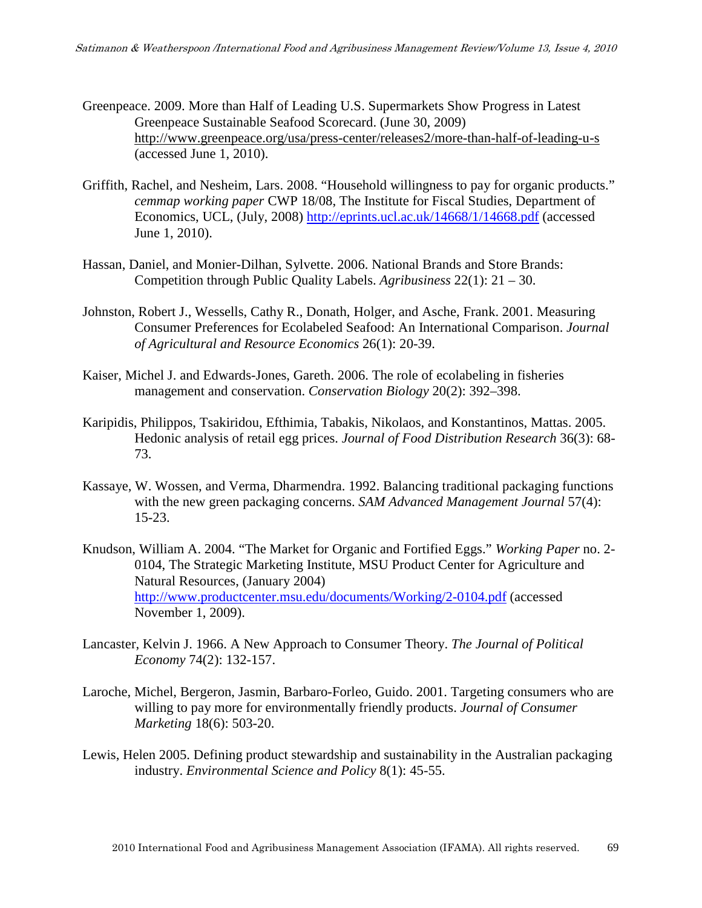Greenpeace. 2009. More than Half of Leading U.S. Supermarkets Show Progress in Latest Greenpeace Sustainable Seafood Scorecard. (June 30, 2009) http://www.greenpeace.org/usa/press-center/releases2/more-than-half-of-leading-u-s (accessed June 1, 2010).

Griffith, Rachel, and Nesheim, Lars. 2008. "Household willingness to pay for organic products." *cemmap working paper* CWP 18/08, The Institute for Fiscal Studies, Department of Economics, UCL, (July, 2008) http://eprints.ucl.ac.uk/14668/1/14668.pdf (accessed June 1, 2010).

Hassan, Daniel, and Monier-Dilhan, Sylvette. 2006. National Brands and Store Brands: Competition through Public Quality Labels. *Agribusiness* 22(1): 21 – 30.

Johnston, Robert J., Wessells, Cathy R., Donath, Holger, and Asche, Frank. 2001. Measuring Consumer Preferences for Ecolabeled Seafood: An International Comparison. *Journal of Agricultural and Resource Economics* 26(1): 20-39.

Kaiser, Michel J. and Edwards-Jones, Gareth. 2006. The role of ecolabeling in fisheries management and conservation. *Conservation Biology* 20(2): 392–398.

Karipidis, Philippos, Tsakiridou, Efthimia, Tabakis, Nikolaos, and Konstantinos, Mattas. 2005. Hedonic analysis of retail egg prices. *Journal of Food Distribution Research* 36(3): 68-73.

Kassaye, W. Wossen, and Verma, Dharmendra. 1992. Balancing traditional packaging functions with the new green packaging concerns. *SAM Advanced Management Journal* 57(4): 15-23.

Knudson, William A. 2004. "The Market for Organic and Fortified Eggs." *Working Paper* no. 2-0104, The Strategic Marketing Institute, MSU Product Center for Agriculture and Natural Resources, (January 2004) http://www.productcenter.msu.edu/documents/Working/2-0104.pdf (accessed November 1, 2009).

Lancaster, Kelvin J. 1966. A New Approach to Consumer Theory. *The Journal of Political Economy* 74(2): 132-157.

Laroche, Michel, Bergeron, Jasmin, Barbaro-Forleo, Guido. 2001. Targeting consumers who are willing to pay more for environmentally friendly products. *Journal of Consumer Marketing* 18(6): 503-20.

Lewis, Helen 2005. Defining product stewardship and sustainability in the Australian packaging industry. *Environmental Science and Policy* 8(1): 45-55.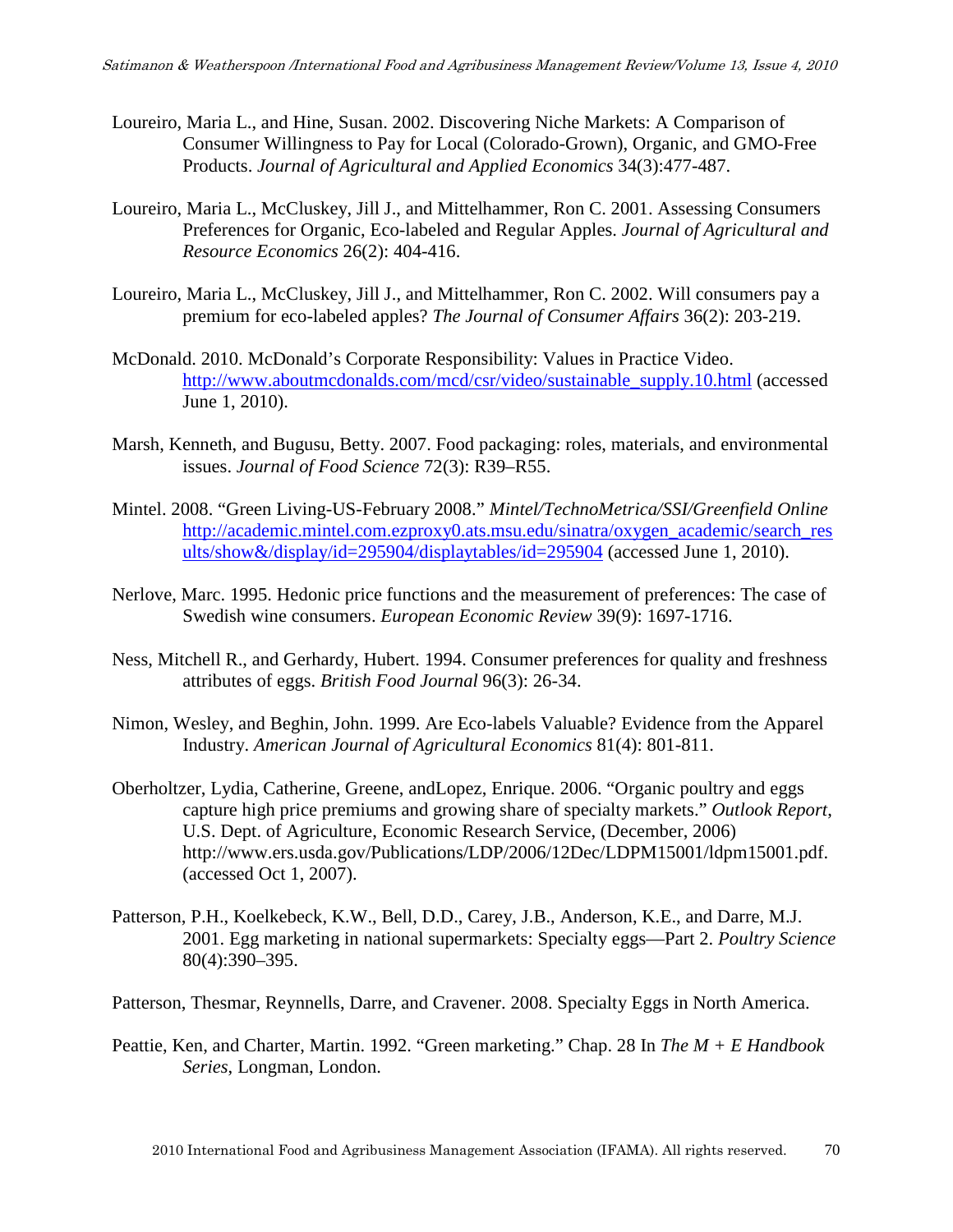Loureiro, Maria L., and Hine, Susan. 2002. Discovering Niche Markets: A Comparison of Consumer Willingness to Pay for Local (Colorado-Grown), Organic, and GMO-Free Products. *Journal of Agricultural and Applied Economics* 34(3):477-487.

Loureiro, Maria L., McCluskey, Jill J., and Mittelhammer, Ron C. 2001. Assessing Consumers Preferences for Organic, Eco-labeled and Regular Apples. *Journal of Agricultural and Resource Economics* 26(2): 404-416.

Loureiro, Maria L., McCluskey, Jill J., and Mittelhammer, Ron C. 2002. Will consumers pay a premium for eco-labeled apples? *The Journal of Consumer Affairs* 36(2): 203-219.

McDonald. 2010. McDonald's Corporate Responsibility: Values in Practice Video. http://www.aboutmcdonalds.com/mcd/csr/video/sustainable_supply.10.html (accessed June 1, 2010).

Marsh, Kenneth, and Bugusu, Betty. 2007. Food packaging: roles, materials, and environmental issues. *Journal of Food Science* 72(3): R39–R55.

Mintel. 2008. "Green Living-US-February 2008." *Mintel/TechnoMetrica/SSI/Greenfield Online* http://academic.mintel.com.ezproxy0.ats.msu.edu/sinatra/oxygen_academic/search_results/show&/display/id=295904/displaytables/id=295904 (accessed June 1, 2010).

Nerlove, Marc. 1995. Hedonic price functions and the measurement of preferences: The case of Swedish wine consumers. *European Economic Review* 39(9): 1697-1716.

Ness, Mitchell R., and Gerhardy, Hubert. 1994. Consumer preferences for quality and freshness attributes of eggs. *British Food Journal* 96(3): 26-34.

Nimon, Wesley, and Beghin, John. 1999. Are Eco-labels Valuable? Evidence from the Apparel Industry. *American Journal of Agricultural Economics* 81(4): 801-811.

Oberholtzer, Lydia, Catherine, Greene, andLopez, Enrique. 2006. "Organic poultry and eggs capture high price premiums and growing share of specialty markets." *Outlook Report*, U.S. Dept. of Agriculture, Economic Research Service, (December, 2006) http://www.ers.usda.gov/Publications/LDP/2006/12Dec/LDPM15001/ldpm15001.pdf. (accessed Oct 1, 2007).

Patterson, P.H., Koelkebeck, K.W., Bell, D.D., Carey, J.B., Anderson, K.E., and Darre, M.J. 2001. Egg marketing in national supermarkets: Specialty eggs—Part 2. *Poultry Science* 80(4):390–395.

Patterson, Thesmar, Reynnells, Darre, and Cravener. 2008. Specialty Eggs in North America.

Peattie, Ken, and Charter, Martin. 1992. "Green marketing." Chap. 28 In *The M + E Handbook Series*, Longman, London.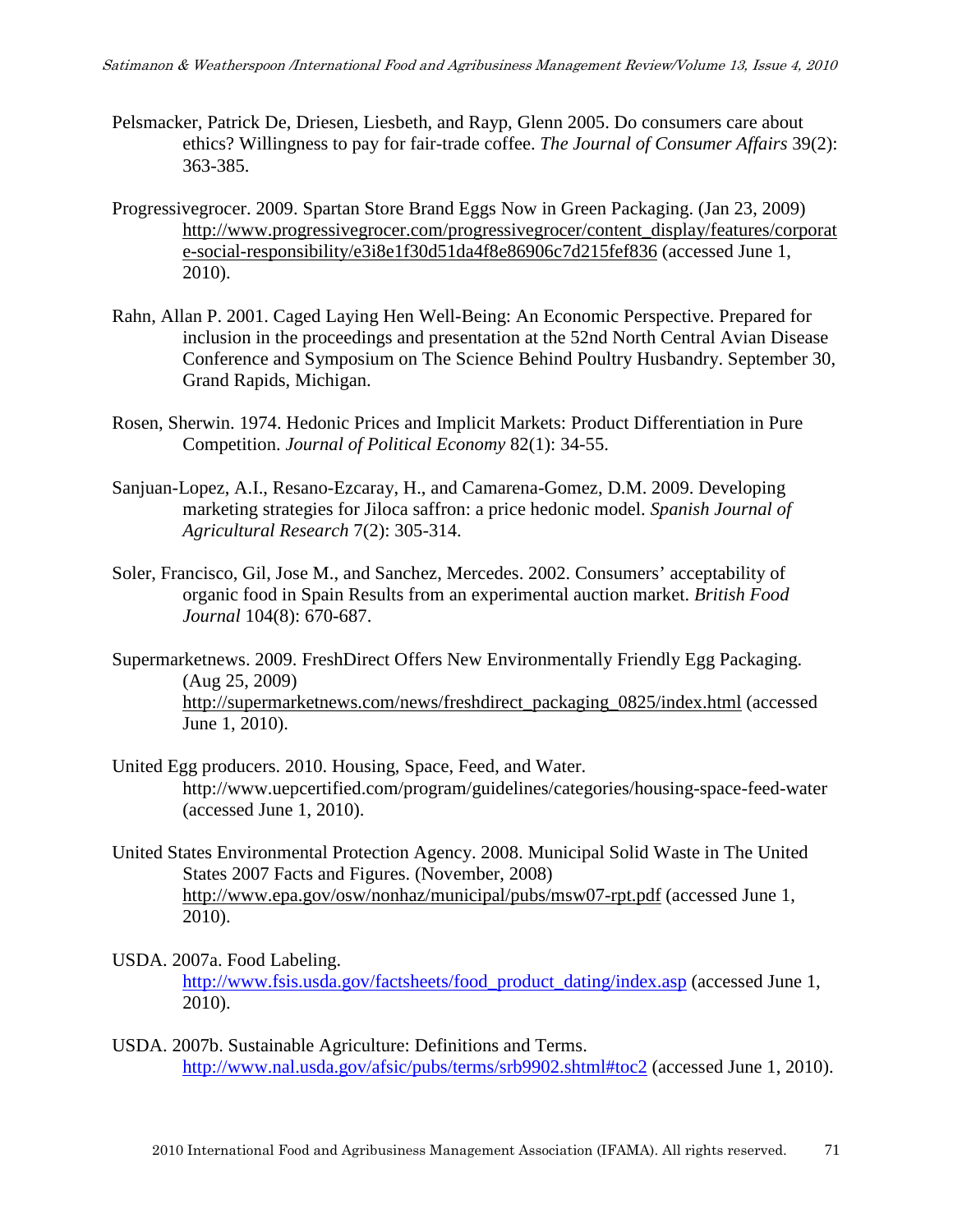Pelsmacker, Patrick De, Driesen, Liesbeth, and Rayp, Glenn 2005. Do consumers care about ethics? Willingness to pay for fair-trade coffee. *The Journal of Consumer Affairs* 39(2): 363-385.

Progressivegrocer. 2009. Spartan Store Brand Eggs Now in Green Packaging. (Jan 23, 2009) http://www.progressivegrocer.com/progressivegrocer/content_display/features/corporate-social-responsibility/e3i8e1f30d51da4f8e86906c7d215fef836 (accessed June 1, 2010).

Rahn, Allan P. 2001. Caged Laying Hen Well-Being: An Economic Perspective. Prepared for inclusion in the proceedings and presentation at the 52nd North Central Avian Disease Conference and Symposium on The Science Behind Poultry Husbandry. September 30, Grand Rapids, Michigan.

Rosen, Sherwin. 1974. Hedonic Prices and Implicit Markets: Product Differentiation in Pure Competition. *Journal of Political Economy* 82(1): 34-55.

Sanjuan-Lopez, A.I., Resano-Ezcaray, H., and Camarena-Gomez, D.M. 2009. Developing marketing strategies for Jiloca saffron: a price hedonic model. *Spanish Journal of Agricultural Research* 7(2): 305-314.

Soler, Francisco, Gil, Jose M., and Sanchez, Mercedes. 2002. Consumers' acceptability of organic food in Spain Results from an experimental auction market. *British Food Journal* 104(8): 670-687.

Supermarketnews. 2009. FreshDirect Offers New Environmentally Friendly Egg Packaging. (Aug 25, 2009) http://supermarketnews.com/news/freshdirect_packaging_0825/index.html (accessed June 1, 2010).

United Egg producers. 2010. Housing, Space, Feed, and Water. http://www.uepcertified.com/program/guidelines/categories/housing-space-feed-water (accessed June 1, 2010).

United States Environmental Protection Agency. 2008. Municipal Solid Waste in The United States 2007 Facts and Figures. (November, 2008) http://www.epa.gov/osw/nonhaz/municipal/pubs/msw07-rpt.pdf (accessed June 1, 2010).

USDA. 2007a. Food Labeling. http://www.fsis.usda.gov/factsheets/food_product_dating/index.asp (accessed June 1, 2010).

USDA. 2007b. Sustainable Agriculture: Definitions and Terms. http://www.nal.usda.gov/afsic/pubs/terms/srb9902.shtml#toc2 (accessed June 1, 2010).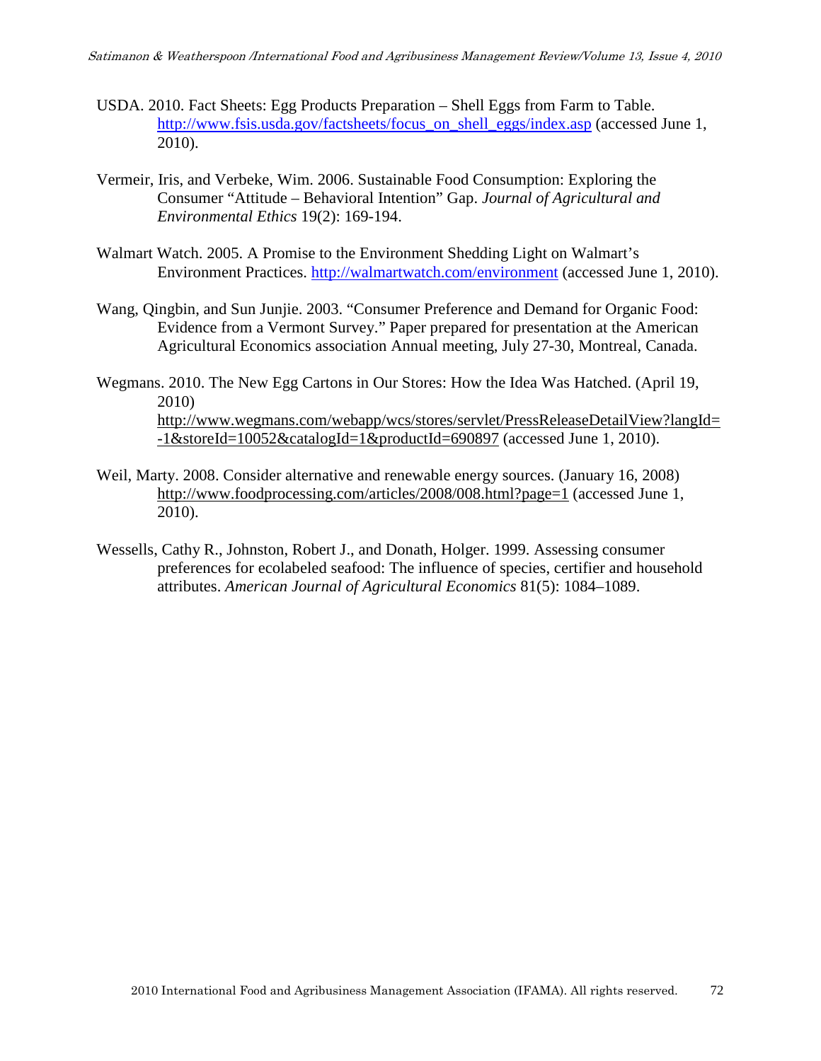USDA. 2010. Fact Sheets: Egg Products Preparation – Shell Eggs from Farm to Table. http://www.fsis.usda.gov/factsheets/focus_on_shell_eggs/index.asp (accessed June 1, 2010).

Vermeir, Iris, and Verbeke, Wim. 2006. Sustainable Food Consumption: Exploring the Consumer "Attitude – Behavioral Intention" Gap. *Journal of Agricultural and Environmental Ethics* 19(2): 169-194.

Walmart Watch. 2005. A Promise to the Environment Shedding Light on Walmart's Environment Practices. http://walmartwatch.com/environment (accessed June 1, 2010).

Wang, Qingbin, and Sun Junjie. 2003. "Consumer Preference and Demand for Organic Food: Evidence from a Vermont Survey." Paper prepared for presentation at the American Agricultural Economics association Annual meeting, July 27-30, Montreal, Canada.

Wegmans. 2010. The New Egg Cartons in Our Stores: How the Idea Was Hatched. (April 19, 2010) http://www.wegmans.com/webapp/wcs/stores/servlet/PressReleaseDetailView?langId=-1&storeId=10052&catalogId=1&productId=690897 (accessed June 1, 2010).

Weil, Marty. 2008. Consider alternative and renewable energy sources. (January 16, 2008) http://www.foodprocessing.com/articles/2008/008.html?page=1 (accessed June 1, 2010).

Wessells, Cathy R., Johnston, Robert J., and Donath, Holger. 1999. Assessing consumer preferences for ecolabeled seafood: The influence of species, certifier and household attributes. *American Journal of Agricultural Economics* 81(5): 1084–1089.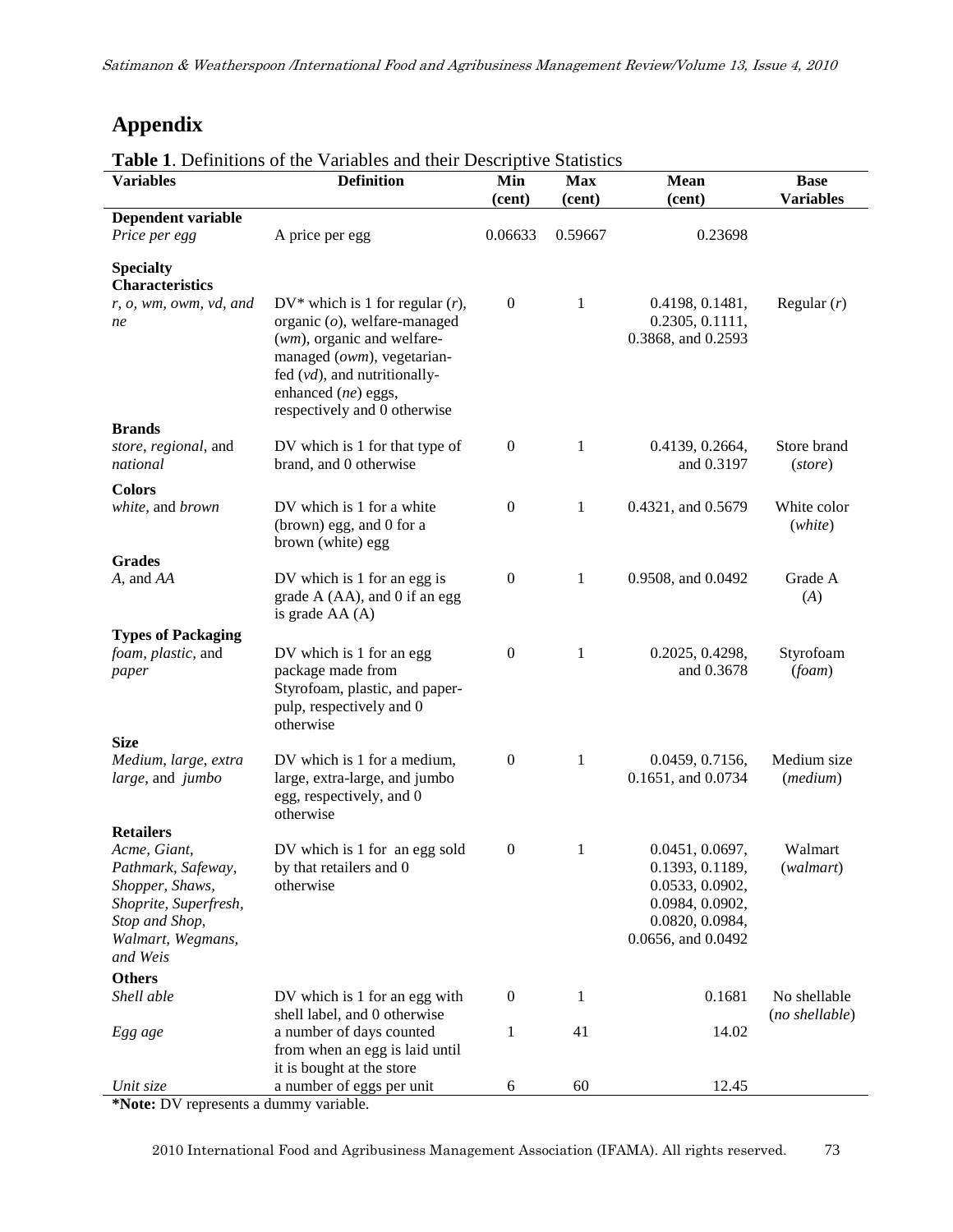## Appendix

**Table 1**. Definitions of the Variables and their Descriptive Statistics

| Variables | Definition | Min (cent) | Max (cent) | Mean (cent) | Base Variables |
|---|---|---|---|---|---|
| **Dependent variable** | | | | | |
| *Price per egg* | A price per egg | 0.06633 | 0.59667 | 0.23698 | |
| **Specialty Characteristics** | | | | | |
| *r, o, wm, owm, vd, and ne* | DV* which is 1 for regular (*r*), organic (*o*), welfare-managed (*wm*), organic and welfare-managed (*owm*), vegetarian-fed (*vd*), and nutritionally-enhanced (*ne*) eggs, respectively and 0 otherwise | 0 | 1 | 0.4198, 0.1481, 0.2305, 0.1111, 0.3868, and 0.2593 | Regular (*r*) |
| **Brands** | | | | | |
| *store, regional,* and *national* | DV which is 1 for that type of brand, and 0 otherwise | 0 | 1 | 0.4139, 0.2664, and 0.3197 | Store brand (*store*) |
| **Colors** | | | | | |
| *white*, and *brown* | DV which is 1 for a white (brown) egg, and 0 for a brown (white) egg | 0 | 1 | 0.4321, and 0.5679 | White color (*white*) |
| **Grades** | | | | | |
| *A*, and *AA* | DV which is 1 for an egg is grade A (AA), and 0 if an egg is grade AA (A) | 0 | 1 | 0.9508, and 0.0492 | Grade A (*A*) |
| **Types of Packaging** | | | | | |
| *foam, plastic,* and *paper* | DV which is 1 for an egg package made from Styrofoam, plastic, and paper-pulp, respectively and 0 otherwise | 0 | 1 | 0.2025, 0.4298, and 0.3678 | Styrofoam (*foam*) |
| **Size** | | | | | |
| *Medium, large, extra large,* and *jumbo* | DV which is 1 for a medium, large, extra-large, and jumbo egg, respectively, and 0 otherwise | 0 | 1 | 0.0459, 0.7156, 0.1651, and 0.0734 | Medium size (*medium*) |
| **Retailers** | | | | | |
| *Acme, Giant, Pathmark, Safeway, Shopper, Shaws, Shoprite, Superfresh, Stop and Shop, Walmart, Wegmans, and Weis* | DV which is 1 for an egg sold by that retailers and 0 otherwise | 0 | 1 | 0.0451, 0.0697, 0.1393, 0.1189, 0.0533, 0.0902, 0.0984, 0.0902, 0.0820, 0.0984, 0.0656, and 0.0492 | Walmart (*walmart*) |
| **Others** | | | | | |
| *Shell able* | DV which is 1 for an egg with shell label, and 0 otherwise | 0 | 1 | 0.1681 | No shellable (*no shellable*) |
| *Egg age* | a number of days counted from when an egg is laid until it is bought at the store | 1 | 41 | 14.02 | |
| *Unit size* | a number of eggs per unit | 6 | 60 | 12.45 | |

***Note:** DV represents a dummy variable.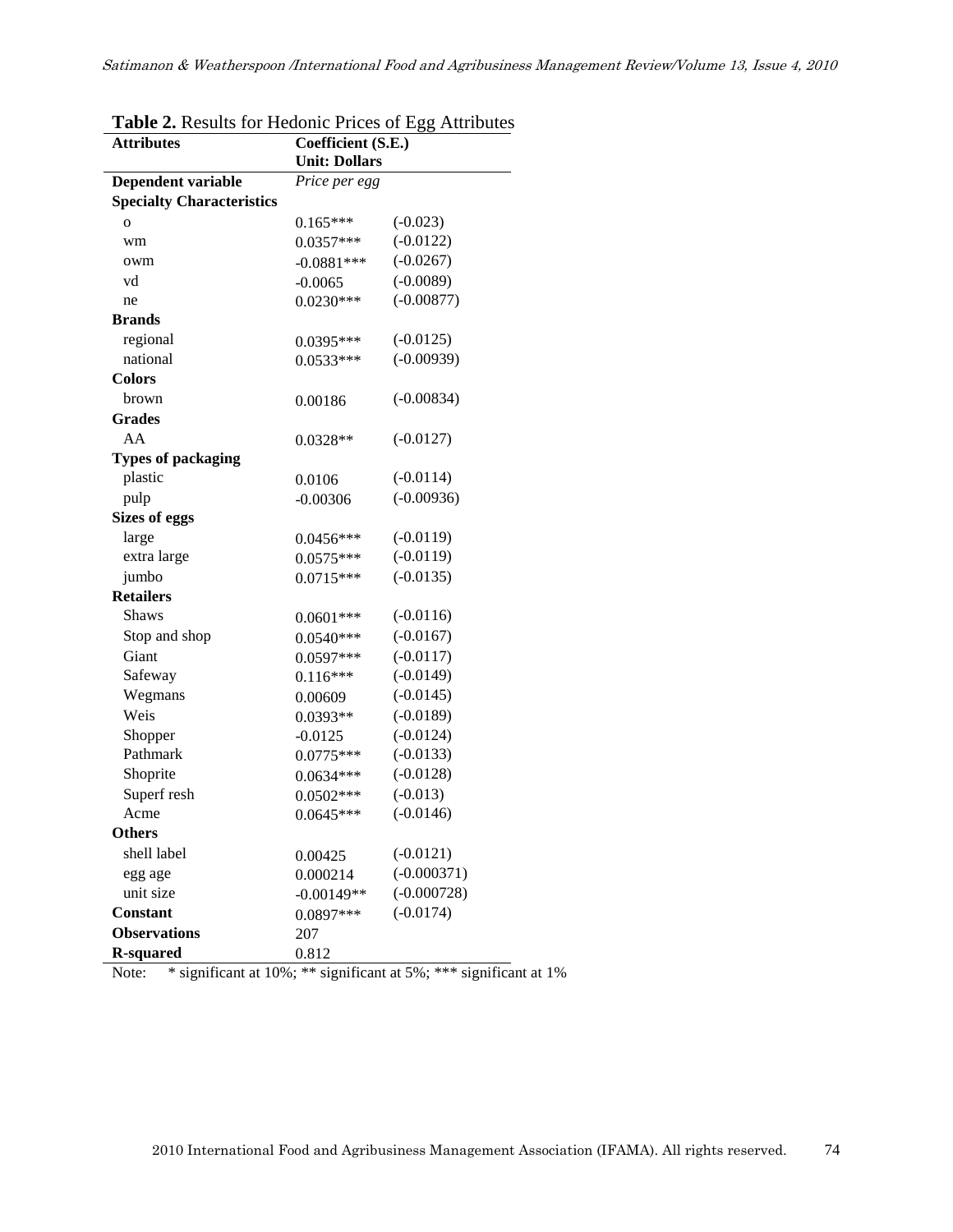**Table 2.** Results for Hedonic Prices of Egg Attributes

| Attributes | Coefficient (S.E.) Unit: Dollars | |
|---|---|---|
| **Dependent variable** | *Price per egg* | |
| **Specialty Characteristics** | | |
| o | 0.165*** | (-0.023) |
| wm | 0.0357*** | (-0.0122) |
| owm | -0.0881*** | (-0.0267) |
| vd | -0.0065 | (-0.0089) |
| ne | 0.0230*** | (-0.00877) |
| **Brands** | | |
| regional | 0.0395*** | (-0.0125) |
| national | 0.0533*** | (-0.00939) |
| **Colors** | | |
| brown | 0.00186 | (-0.00834) |
| **Grades** | | |
| AA | 0.0328** | (-0.0127) |
| **Types of packaging** | | |
| plastic | 0.0106 | (-0.0114) |
| pulp | -0.00306 | (-0.00936) |
| **Sizes of eggs** | | |
| large | 0.0456*** | (-0.0119) |
| extra large | 0.0575*** | (-0.0119) |
| jumbo | 0.0715*** | (-0.0135) |
| **Retailers** | | |
| Shaws | 0.0601*** | (-0.0116) |
| Stop and shop | 0.0540*** | (-0.0167) |
| Giant | 0.0597*** | (-0.0117) |
| Safeway | 0.116*** | (-0.0149) |
| Wegmans | 0.00609 | (-0.0145) |
| Weis | 0.0393** | (-0.0189) |
| Shopper | -0.0125 | (-0.0124) |
| Pathmark | 0.0775*** | (-0.0133) |
| Shoprite | 0.0634*** | (-0.0128) |
| Superf resh | 0.0502*** | (-0.013) |
| Acme | 0.0645*** | (-0.0146) |
| **Others** | | |
| shell label | 0.00425 | (-0.0121) |
| egg age | 0.000214 | (-0.000371) |
| unit size | -0.00149** | (-0.000728) |
| **Constant** | 0.0897*** | (-0.0174) |
| **Observations** | 207 | |
| **R-squared** | 0.812 | |

Note: * significant at 10%; ** significant at 5%; *** significant at 1%